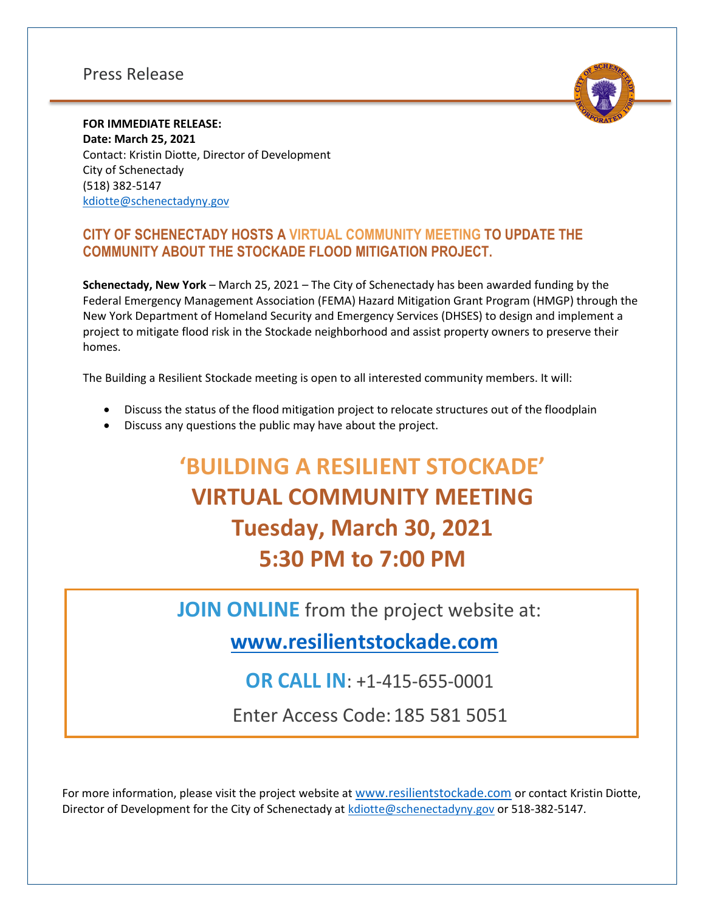Press Release

**FOR IMMEDIATE RELEASE:**
**Date: March 25, 2021**
Contact: Kristin Diotte, Director of Development
City of Schenectady
(518) 382-5147
kdiotte@schenectadyny.gov

## CITY OF SCHENECTADY HOSTS A VIRTUAL COMMUNITY MEETING TO UPDATE THE COMMUNITY ABOUT THE STOCKADE FLOOD MITIGATION PROJECT.

**Schenectady, New York** – March 25, 2021 – The City of Schenectady has been awarded funding by the Federal Emergency Management Association (FEMA) Hazard Mitigation Grant Program (HMGP) through the New York Department of Homeland Security and Emergency Services (DHSES) to design and implement a project to mitigate flood risk in the Stockade neighborhood and assist property owners to preserve their homes.

The Building a Resilient Stockade meeting is open to all interested community members. It will:

- Discuss the status of the flood mitigation project to relocate structures out of the floodplain
- Discuss any questions the public may have about the project.

# 'BUILDING A RESILIENT STOCKADE'
# VIRTUAL COMMUNITY MEETING
# Tuesday, March 30, 2021
# 5:30 PM to 7:00 PM

**JOIN ONLINE** from the project website at:

**www.resilientstockade.com**

**OR CALL IN**: +1-415-655-0001

Enter Access Code: 185 581 5051

For more information, please visit the project website at www.resilientstockade.com or contact Kristin Diotte, Director of Development for the City of Schenectady at kdiotte@schenectadyny.gov or 518-382-5147.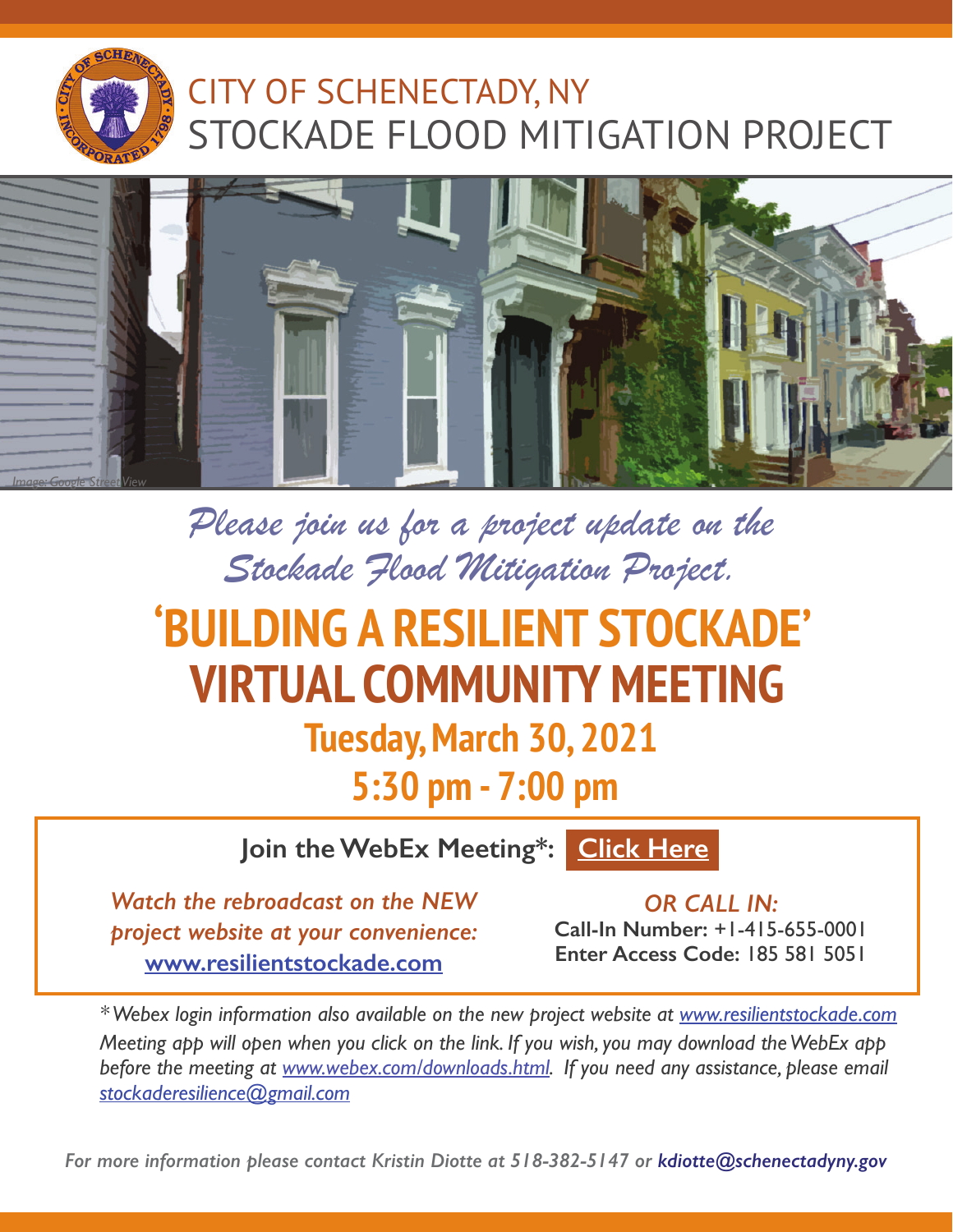# CITY OF SCHENECTADY, NY
# STOCKADE FLOOD MITIGATION PROJECT

*Image: Google Street View*

*Please join us for a project update on the Stockade Flood Mitigation Project.*

## 'BUILDING A RESILIENT STOCKADE' VIRTUAL COMMUNITY MEETING

### Tuesday, March 30, 2021
### 5:30 pm - 7:00 pm

**Join the WebEx Meeting*: Click Here**

*Watch the rebroadcast on the NEW project website at your convenience:*
**www.resilientstockade.com**

*OR CALL IN:*
**Call-In Number:** +1-415-655-0001
**Enter Access Code:** 185 581 5051

*\*Webex login information also available on the new project website at www.resilientstockade.com*
*Meeting app will open when you click on the link. If you wish, you may download the WebEx app before the meeting at www.webex.com/downloads.html. If you need any assistance, please email stockaderesilience@gmail.com*

*For more information please contact Kristin Diotte at 518-382-5147 or **kdiotte@schenectadyny.gov***